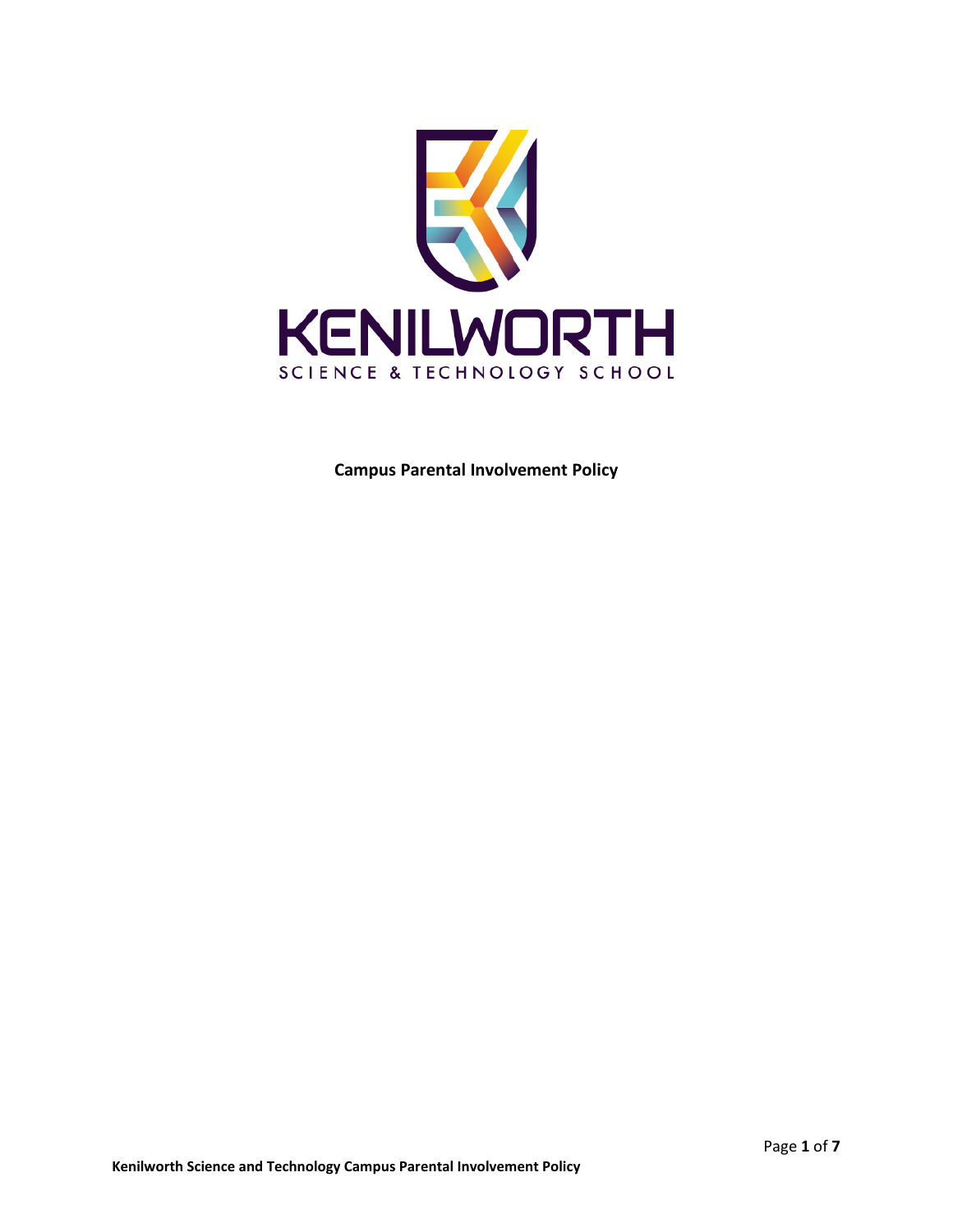KENILWORTH

SCIENCE & TECHNOLOGY SCHOOL

**Campus Parental Involvement Policy**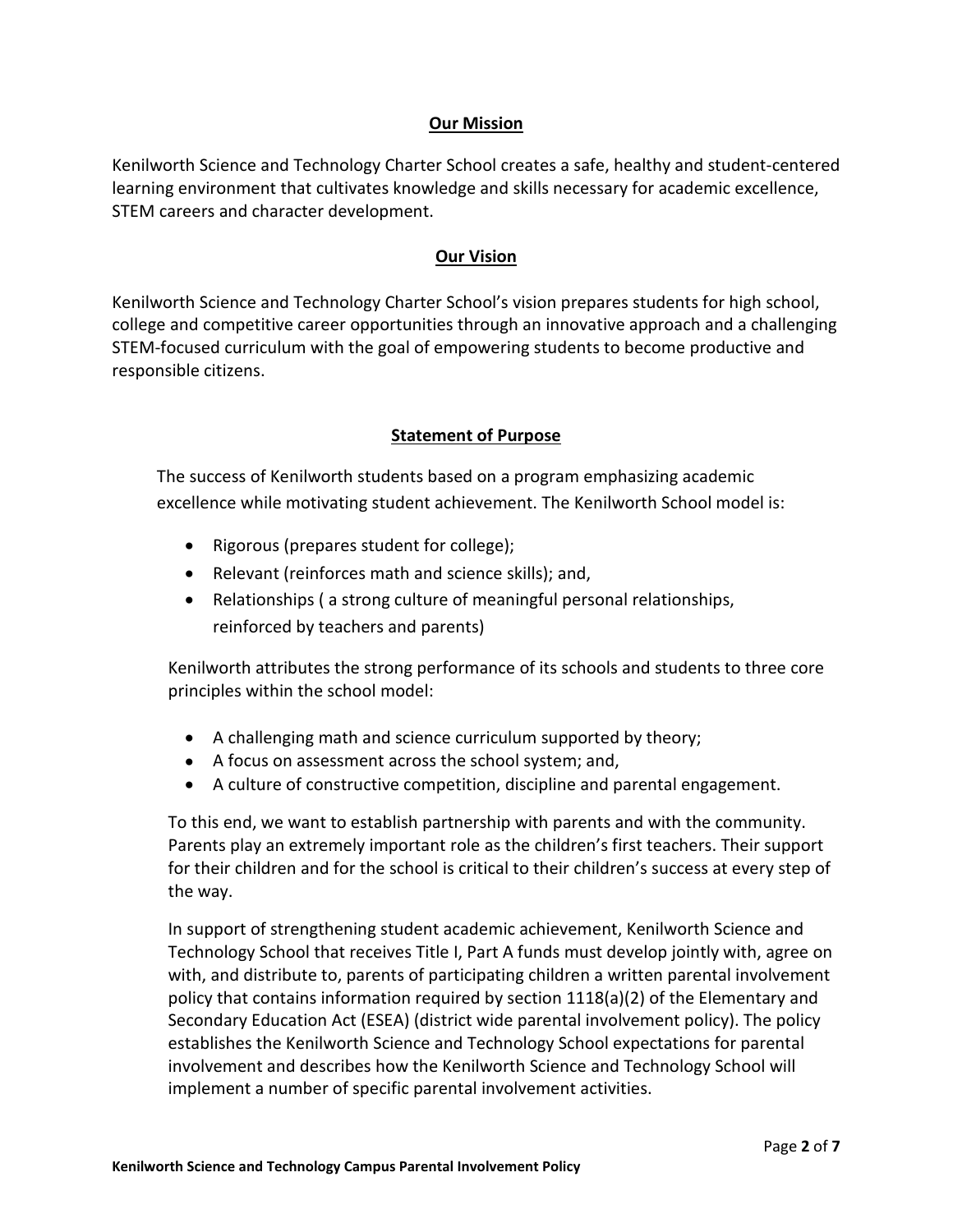## Our Mission

Kenilworth Science and Technology Charter School creates a safe, healthy and student-centered learning environment that cultivates knowledge and skills necessary for academic excellence, STEM careers and character development.

## Our Vision

Kenilworth Science and Technology Charter School's vision prepares students for high school, college and competitive career opportunities through an innovative approach and a challenging STEM-focused curriculum with the goal of empowering students to become productive and responsible citizens.

## Statement of Purpose

The success of Kenilworth students based on a program emphasizing academic excellence while motivating student achievement. The Kenilworth School model is:

- Rigorous (prepares student for college);
- Relevant (reinforces math and science skills); and,
- Relationships ( a strong culture of meaningful personal relationships, reinforced by teachers and parents)

Kenilworth attributes the strong performance of its schools and students to three core principles within the school model:

- A challenging math and science curriculum supported by theory;
- A focus on assessment across the school system; and,
- A culture of constructive competition, discipline and parental engagement.

To this end, we want to establish partnership with parents and with the community. Parents play an extremely important role as the children's first teachers. Their support for their children and for the school is critical to their children's success at every step of the way.

In support of strengthening student academic achievement, Kenilworth Science and Technology School that receives Title I, Part A funds must develop jointly with, agree on with, and distribute to, parents of participating children a written parental involvement policy that contains information required by section 1118(a)(2) of the Elementary and Secondary Education Act (ESEA) (district wide parental involvement policy). The policy establishes the Kenilworth Science and Technology School expectations for parental involvement and describes how the Kenilworth Science and Technology School will implement a number of specific parental involvement activities.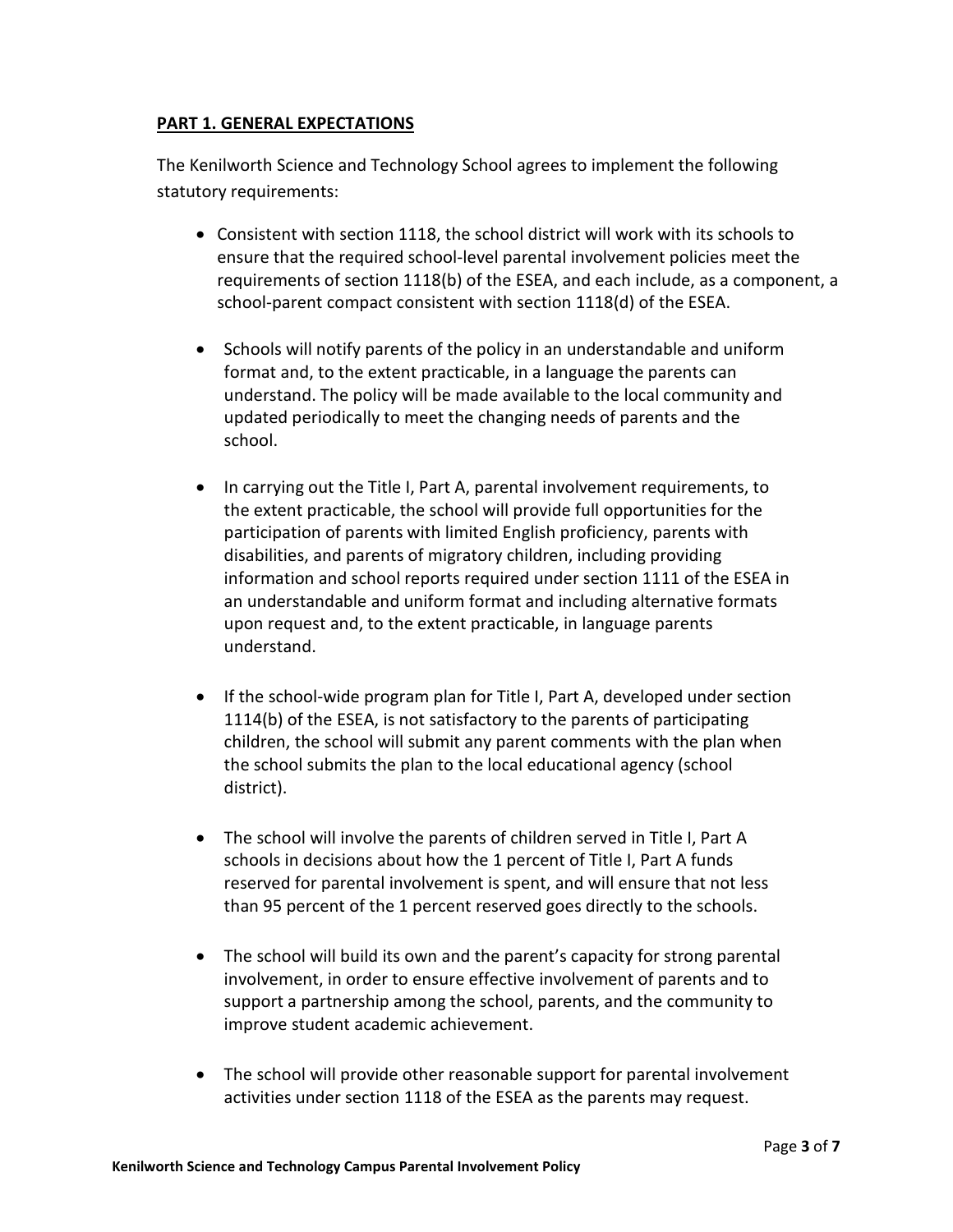## PART 1. GENERAL EXPECTATIONS

The Kenilworth Science and Technology School agrees to implement the following statutory requirements:

- Consistent with section 1118, the school district will work with its schools to ensure that the required school-level parental involvement policies meet the requirements of section 1118(b) of the ESEA, and each include, as a component, a school-parent compact consistent with section 1118(d) of the ESEA.

- Schools will notify parents of the policy in an understandable and uniform format and, to the extent practicable, in a language the parents can understand. The policy will be made available to the local community and updated periodically to meet the changing needs of parents and the school.

- In carrying out the Title I, Part A, parental involvement requirements, to the extent practicable, the school will provide full opportunities for the participation of parents with limited English proficiency, parents with disabilities, and parents of migratory children, including providing information and school reports required under section 1111 of the ESEA in an understandable and uniform format and including alternative formats upon request and, to the extent practicable, in language parents understand.

- If the school-wide program plan for Title I, Part A, developed under section 1114(b) of the ESEA, is not satisfactory to the parents of participating children, the school will submit any parent comments with the plan when the school submits the plan to the local educational agency (school district).

- The school will involve the parents of children served in Title I, Part A schools in decisions about how the 1 percent of Title I, Part A funds reserved for parental involvement is spent, and will ensure that not less than 95 percent of the 1 percent reserved goes directly to the schools.

- The school will build its own and the parent's capacity for strong parental involvement, in order to ensure effective involvement of parents and to support a partnership among the school, parents, and the community to improve student academic achievement.

- The school will provide other reasonable support for parental involvement activities under section 1118 of the ESEA as the parents may request.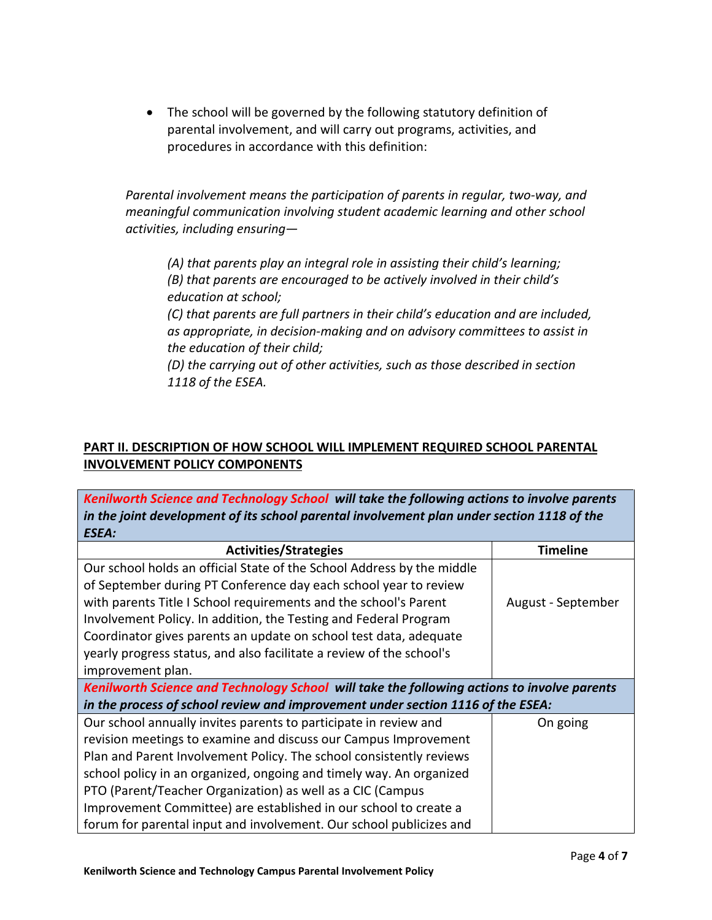- The school will be governed by the following statutory definition of parental involvement, and will carry out programs, activities, and procedures in accordance with this definition:

*Parental involvement means the participation of parents in regular, two-way, and meaningful communication involving student academic learning and other school activities, including ensuring—*

> *(A) that parents play an integral role in assisting their child's learning;*
> *(B) that parents are encouraged to be actively involved in their child's education at school;*
> *(C) that parents are full partners in their child's education and are included, as appropriate, in decision-making and on advisory committees to assist in the education of their child;*
> *(D) the carrying out of other activities, such as those described in section 1118 of the ESEA.*

## PART II. DESCRIPTION OF HOW SCHOOL WILL IMPLEMENT REQUIRED SCHOOL PARENTAL INVOLVEMENT POLICY COMPONENTS

***Kenilworth Science and Technology School will take the following actions to involve parents in the joint development of its school parental involvement plan under section 1118 of the ESEA:***

| Activities/Strategies | Timeline |
|---|---|
| Our school holds an official State of the School Address by the middle of September during PT Conference day each school year to review with parents Title I School requirements and the school's Parent Involvement Policy. In addition, the Testing and Federal Program Coordinator gives parents an update on school test data, adequate yearly progress status, and also facilitate a review of the school's improvement plan. | August - September |

***Kenilworth Science and Technology School will take the following actions to involve parents in the process of school review and improvement under section 1116 of the ESEA:***

| Activities/Strategies | Timeline |
|---|---|
| Our school annually invites parents to participate in review and revision meetings to examine and discuss our Campus Improvement Plan and Parent Involvement Policy. The school consistently reviews school policy in an organized, ongoing and timely way. An organized PTO (Parent/Teacher Organization) as well as a CIC (Campus Improvement Committee) are established in our school to create a forum for parental input and involvement. Our school publicizes and | On going |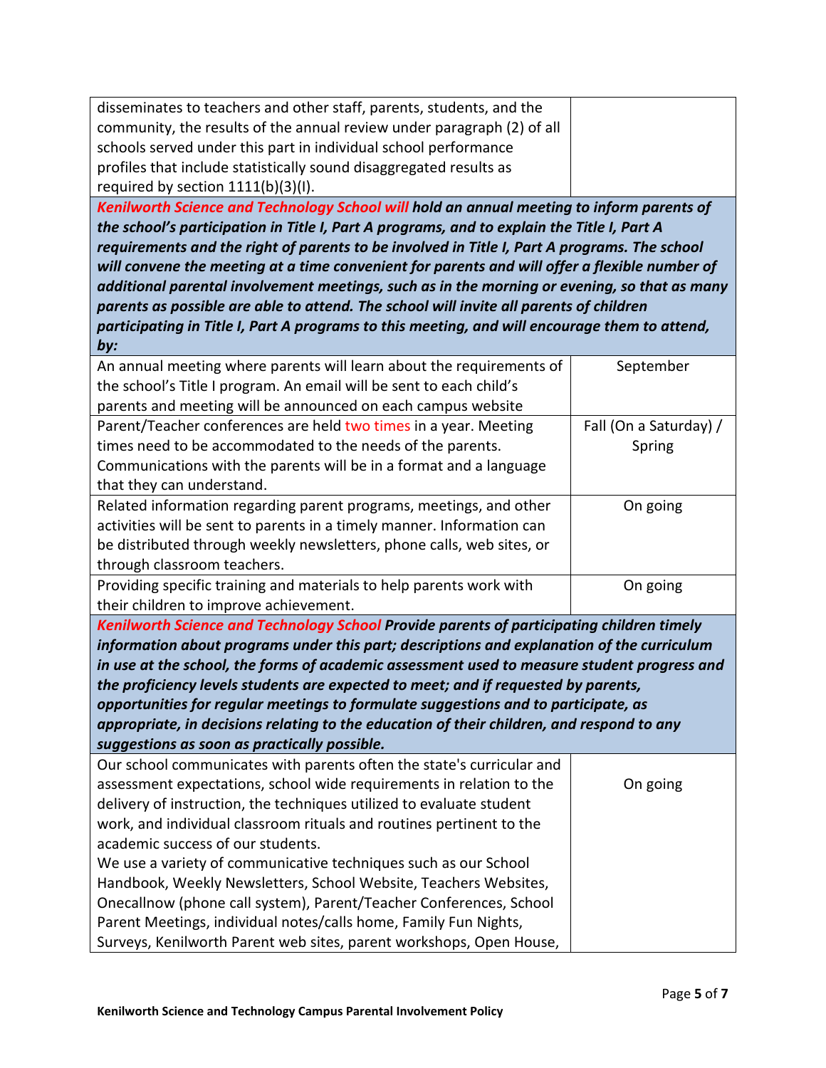| | |
|---|---|
| disseminates to teachers and other staff, parents, students, and the community, the results of the annual review under paragraph (2) of all schools served under this part in individual school performance profiles that include statistically sound disaggregated results as required by section 1111(b)(3)(I). | |
| ***Kenilworth Science and Technology School will hold an annual meeting to inform parents of the school's participation in Title I, Part A programs, and to explain the Title I, Part A requirements and the right of parents to be involved in Title I, Part A programs. The school will convene the meeting at a time convenient for parents and will offer a flexible number of additional parental involvement meetings, such as in the morning or evening, so that as many parents as possible are able to attend. The school will invite all parents of children participating in Title I, Part A programs to this meeting, and will encourage them to attend, by:*** | |
| An annual meeting where parents will learn about the requirements of the school's Title I program. An email will be sent to each child's parents and meeting will be announced on each campus website | September |
| Parent/Teacher conferences are held two times in a year. Meeting times need to be accommodated to the needs of the parents. Communications with the parents will be in a format and a language that they can understand. | Fall (On a Saturday) / Spring |
| Related information regarding parent programs, meetings, and other activities will be sent to parents in a timely manner. Information can be distributed through weekly newsletters, phone calls, web sites, or through classroom teachers. | On going |
| Providing specific training and materials to help parents work with their children to improve achievement. | On going |
| ***Kenilworth Science and Technology School Provide parents of participating children timely information about programs under this part; descriptions and explanation of the curriculum in use at the school, the forms of academic assessment used to measure student progress and the proficiency levels students are expected to meet; and if requested by parents, opportunities for regular meetings to formulate suggestions and to participate, as appropriate, in decisions relating to the education of their children, and respond to any suggestions as soon as practically possible.*** | |
| Our school communicates with parents often the state's curricular and assessment expectations, school wide requirements in relation to the delivery of instruction, the techniques utilized to evaluate student work, and individual classroom rituals and routines pertinent to the academic success of our students.<br>We use a variety of communicative techniques such as our School Handbook, Weekly Newsletters, School Website, Teachers Websites, Onecallnow (phone call system), Parent/Teacher Conferences, School Parent Meetings, individual notes/calls home, Family Fun Nights, Surveys, Kenilworth Parent web sites, parent workshops, Open House, | On going |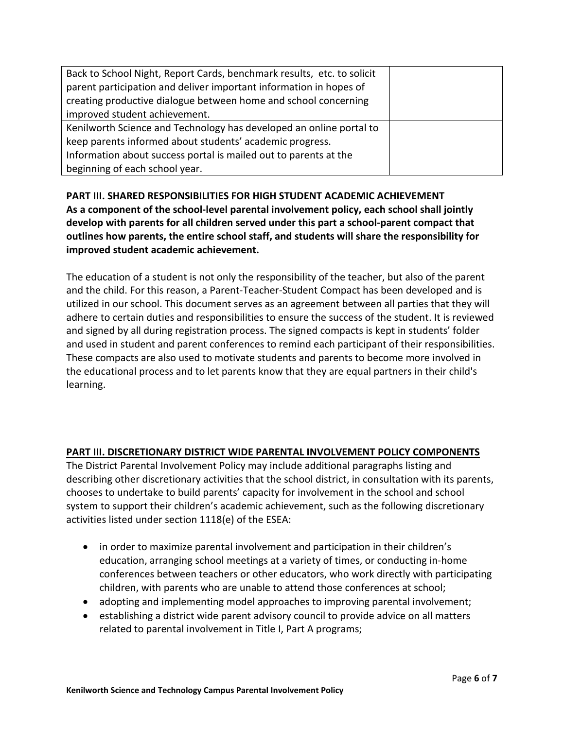| | |
|---|---|
| Back to School Night, Report Cards, benchmark results, etc. to solicit parent participation and deliver important information in hopes of creating productive dialogue between home and school concerning improved student achievement. | |
| Kenilworth Science and Technology has developed an online portal to keep parents informed about students' academic progress. Information about success portal is mailed out to parents at the beginning of each school year. | |

**PART III. SHARED RESPONSIBILITIES FOR HIGH STUDENT ACADEMIC ACHIEVEMENT**
**As a component of the school-level parental involvement policy, each school shall jointly develop with parents for all children served under this part a school-parent compact that outlines how parents, the entire school staff, and students will share the responsibility for improved student academic achievement.**

The education of a student is not only the responsibility of the teacher, but also of the parent and the child. For this reason, a Parent-Teacher-Student Compact has been developed and is utilized in our school. This document serves as an agreement between all parties that they will adhere to certain duties and responsibilities to ensure the success of the student. It is reviewed and signed by all during registration process. The signed compacts is kept in students' folder and used in student and parent conferences to remind each participant of their responsibilities. These compacts are also used to motivate students and parents to become more involved in the educational process and to let parents know that they are equal partners in their child's learning.

**PART III. DISCRETIONARY DISTRICT WIDE PARENTAL INVOLVEMENT POLICY COMPONENTS**

The District Parental Involvement Policy may include additional paragraphs listing and describing other discretionary activities that the school district, in consultation with its parents, chooses to undertake to build parents' capacity for involvement in the school and school system to support their children's academic achievement, such as the following discretionary activities listed under section 1118(e) of the ESEA:

- in order to maximize parental involvement and participation in their children's education, arranging school meetings at a variety of times, or conducting in-home conferences between teachers or other educators, who work directly with participating children, with parents who are unable to attend those conferences at school;
- adopting and implementing model approaches to improving parental involvement;
- establishing a district wide parent advisory council to provide advice on all matters related to parental involvement in Title I, Part A programs;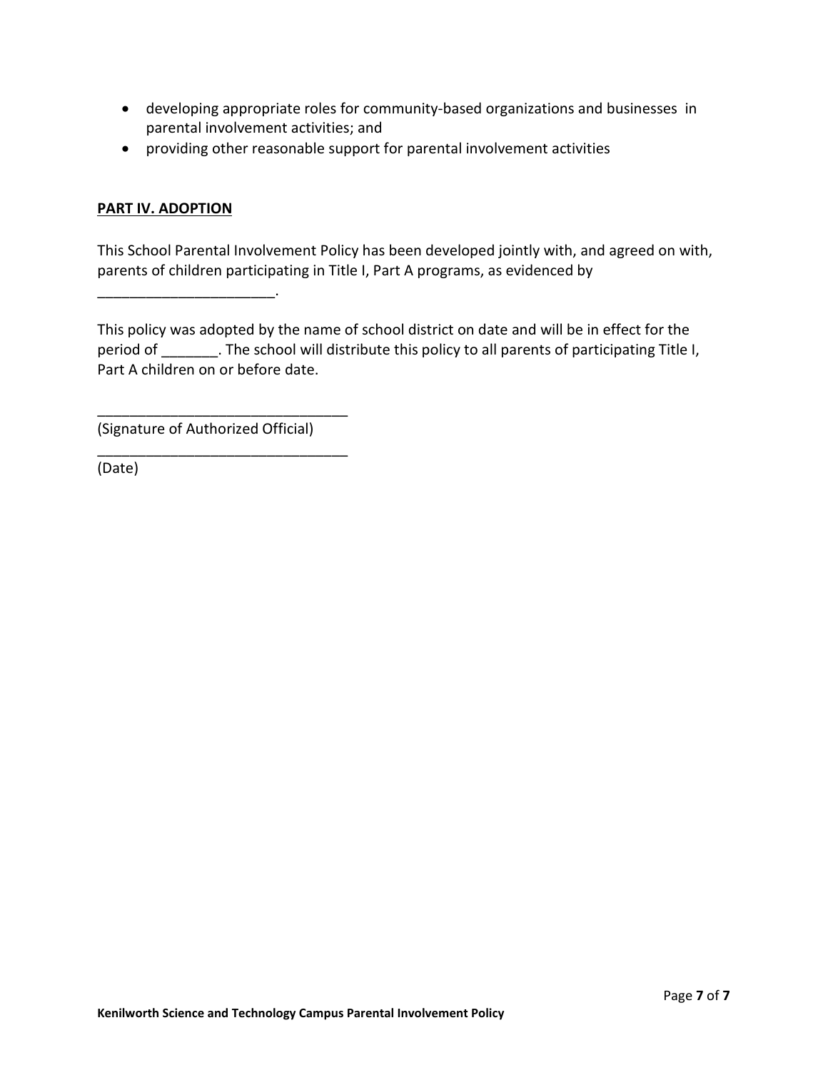- developing appropriate roles for community-based organizations and businesses in parental involvement activities; and
- providing other reasonable support for parental involvement activities

**PART IV. ADOPTION**

This School Parental Involvement Policy has been developed jointly with, and agreed on with, parents of children participating in Title I, Part A programs, as evidenced by ______________________.

This policy was adopted by the name of school district on date and will be in effect for the period of _______. The school will distribute this policy to all parents of participating Title I, Part A children on or before date.

_______________________________
(Signature of Authorized Official)

_______________________________
(Date)